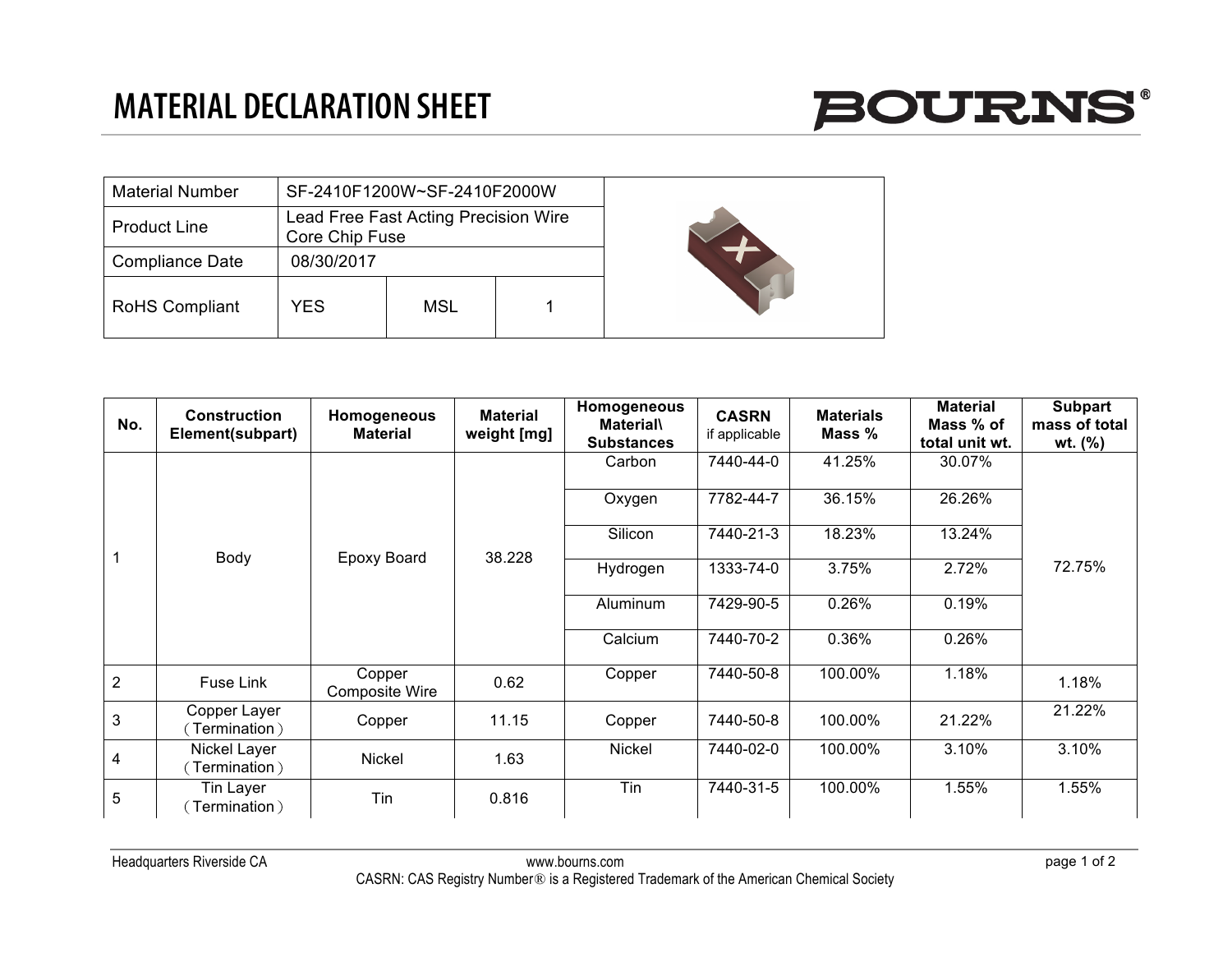# MATERIAL DECLARATION SHEET

BOURNS®

| Material Number | SF-2410F1200W~SF-2410F2000W | | |
|---|---|---|---|
| Product Line | Lead Free Fast Acting Precision Wire Core Chip Fuse | | |
| Compliance Date | 08/30/2017 | | |
| RoHS Compliant | YES | MSL | 1 |

| No. | Construction Element(subpart) | Homogeneous Material | Material weight [mg] | Homogeneous Material\ Substances | CASRN if applicable | Materials Mass % | Material Mass % of total unit wt. | Subpart mass of total wt. (%) |
|---|---|---|---|---|---|---|---|---|
| 1 | Body | Epoxy Board | 38.228 | Carbon | 7440-44-0 | 41.25% | 30.07% | 72.75% |
| | | | | Oxygen | 7782-44-7 | 36.15% | 26.26% | |
| | | | | Silicon | 7440-21-3 | 18.23% | 13.24% | |
| | | | | Hydrogen | 1333-74-0 | 3.75% | 2.72% | |
| | | | | Aluminum | 7429-90-5 | 0.26% | 0.19% | |
| | | | | Calcium | 7440-70-2 | 0.36% | 0.26% | |
| 2 | Fuse Link | Copper Composite Wire | 0.62 | Copper | 7440-50-8 | 100.00% | 1.18% | 1.18% |
| 3 | Copper Layer（Termination） | Copper | 11.15 | Copper | 7440-50-8 | 100.00% | 21.22% | 21.22% |
| 4 | Nickel Layer（Termination） | Nickel | 1.63 | Nickel | 7440-02-0 | 100.00% | 3.10% | 3.10% |
| 5 | Tin Layer（Termination） | Tin | 0.816 | Tin | 7440-31-5 | 100.00% | 1.55% | 1.55% |

Headquarters Riverside CA

www.bourns.com

CASRN: CAS Registry Number® is a Registered Trademark of the American Chemical Society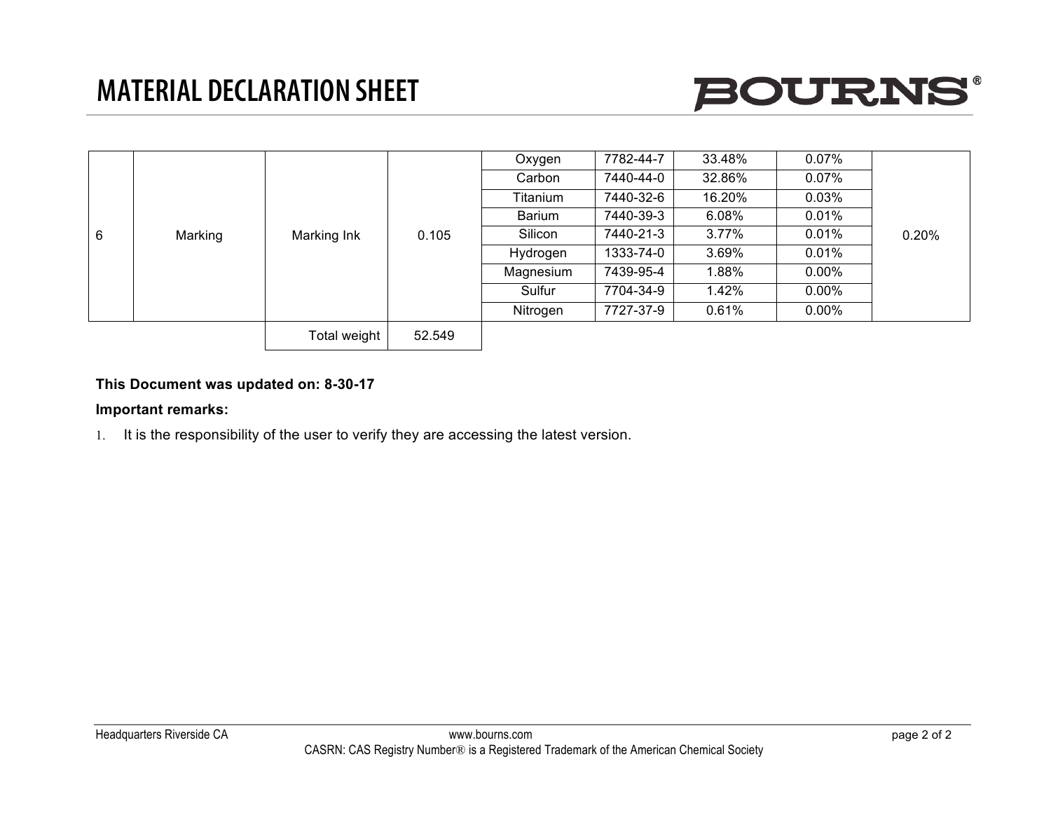| | | | | | | | | |
|---|---|---|---|---|---|---|---|---|
| 6 | Marking | Marking Ink | 0.105 | Oxygen | 7782-44-7 | 33.48% | 0.07% | 0.20% |
| | | | | Carbon | 7440-44-0 | 32.86% | 0.07% | |
| | | | | Titanium | 7440-32-6 | 16.20% | 0.03% | |
| | | | | Barium | 7440-39-3 | 6.08% | 0.01% | |
| | | | | Silicon | 7440-21-3 | 3.77% | 0.01% | |
| | | | | Hydrogen | 1333-74-0 | 3.69% | 0.01% | |
| | | | | Magnesium | 7439-95-4 | 1.88% | 0.00% | |
| | | | | Sulfur | 7704-34-9 | 1.42% | 0.00% | |
| | | | | Nitrogen | 7727-37-9 | 0.61% | 0.00% | |
| | | Total weight | 52.549 | | | | | |

**This Document was updated on: 8-30-17**

**Important remarks:**

1. It is the responsibility of the user to verify they are accessing the latest version.

Headquarters Riverside CA www.bourns.com

CASRN: CAS Registry Number® is a Registered Trademark of the American Chemical Society